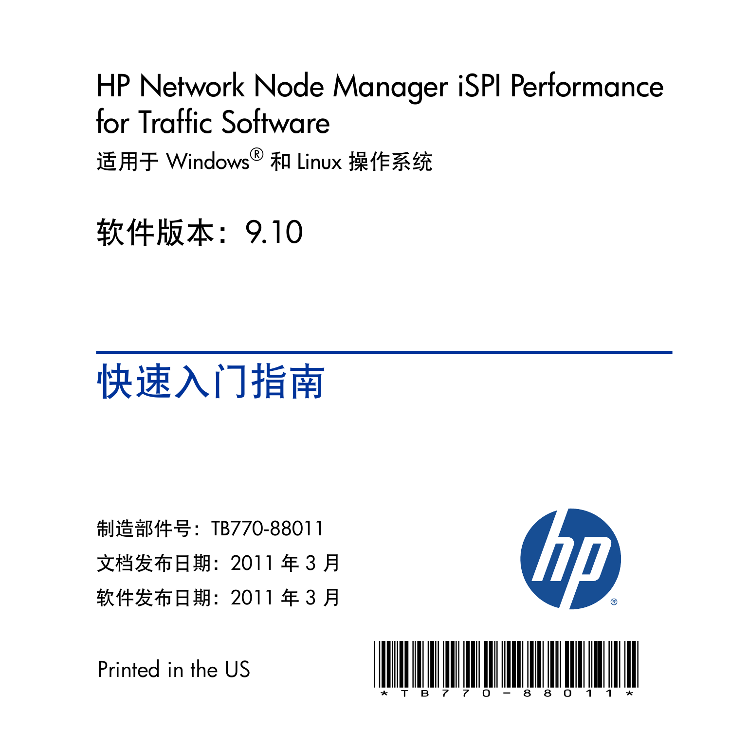# HP Network Node Manager iSPI Performance for Traffic Software

适用于 Windows® 和 Linux 操作系统

软件版本：9.10

## 快速入门指南

制造部件号：TB770-88011

文档发布日期：2011 年 3 月

软件发布日期：2011 年 3 月

Printed in the US

*TB770-88011*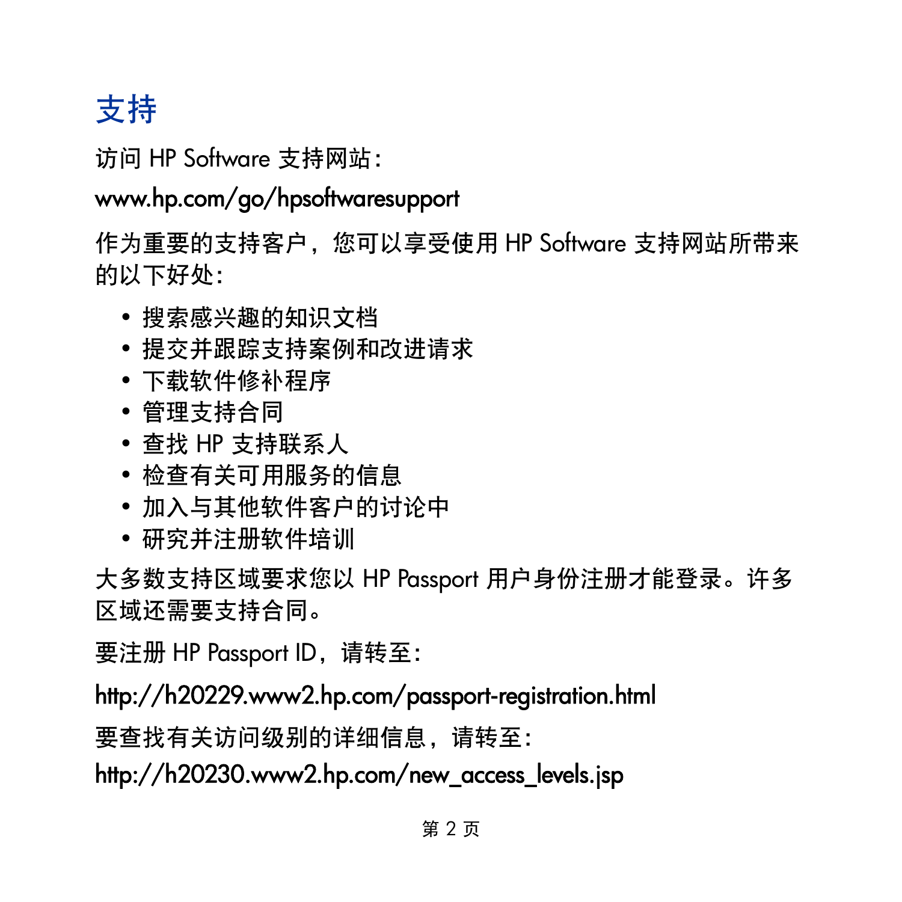# 支持

访问 HP Software 支持网站：

www.hp.com/go/hpsoftwaresupport

作为重要的支持客户，您可以享受使用 HP Software 支持网站所带来的以下好处：

- 搜索感兴趣的知识文档
- 提交并跟踪支持案例和改进请求
- 下载软件修补程序
- 管理支持合同
- 查找 HP 支持联系人
- 检查有关可用服务的信息
- 加入与其他软件客户的讨论中
- 研究并注册软件培训

大多数支持区域要求您以 HP Passport 用户身份注册才能登录。许多区域还需要支持合同。

要注册 HP Passport ID，请转至：

http://h20229.www2.hp.com/passport-registration.html

要查找有关访问级别的详细信息，请转至：

http://h20230.www2.hp.com/new_access_levels.jsp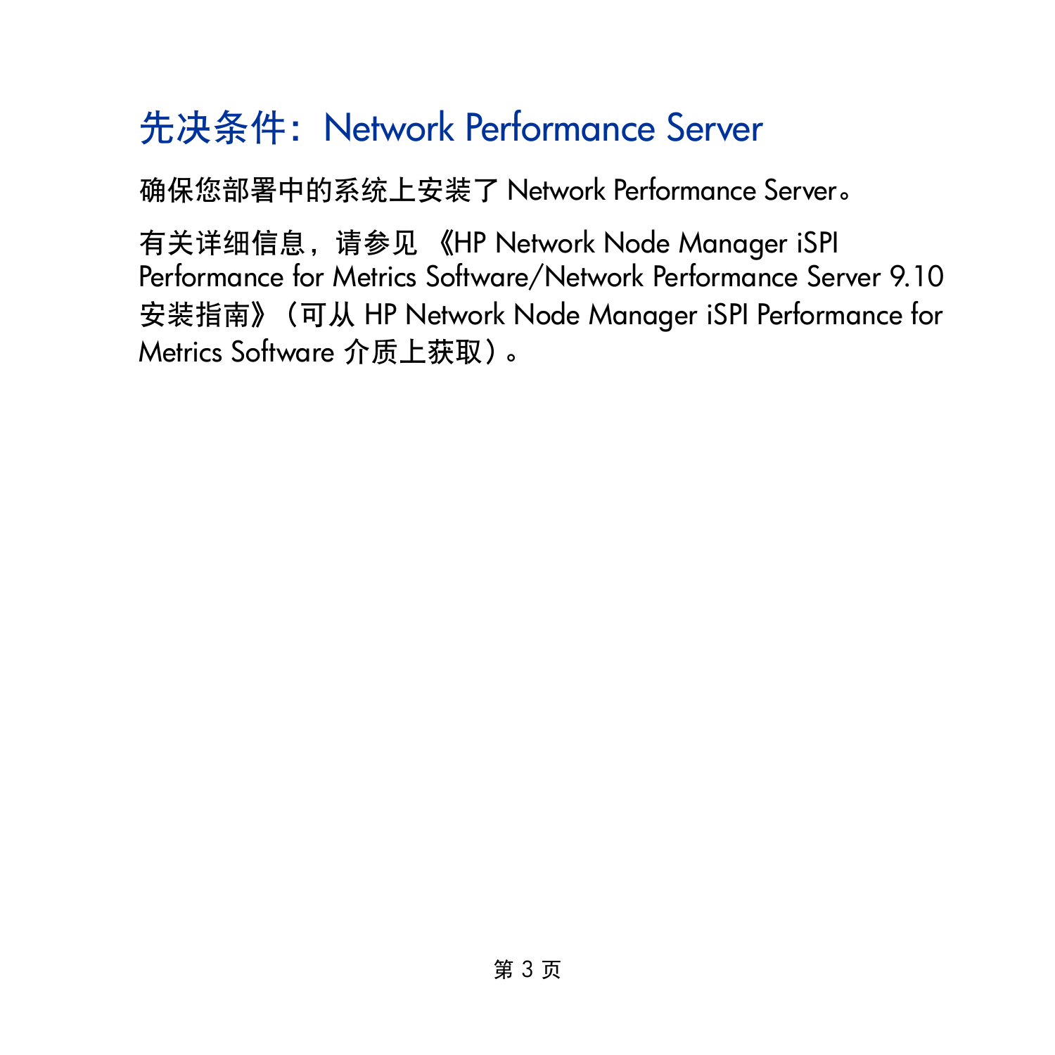# 先决条件：Network Performance Server

确保您部署中的系统上安装了 Network Performance Server。

有关详细信息，请参见 《HP Network Node Manager iSPI Performance for Metrics Software/Network Performance Server 9.10 安装指南》（可从 HP Network Node Manager iSPI Performance for Metrics Software 介质上获取）。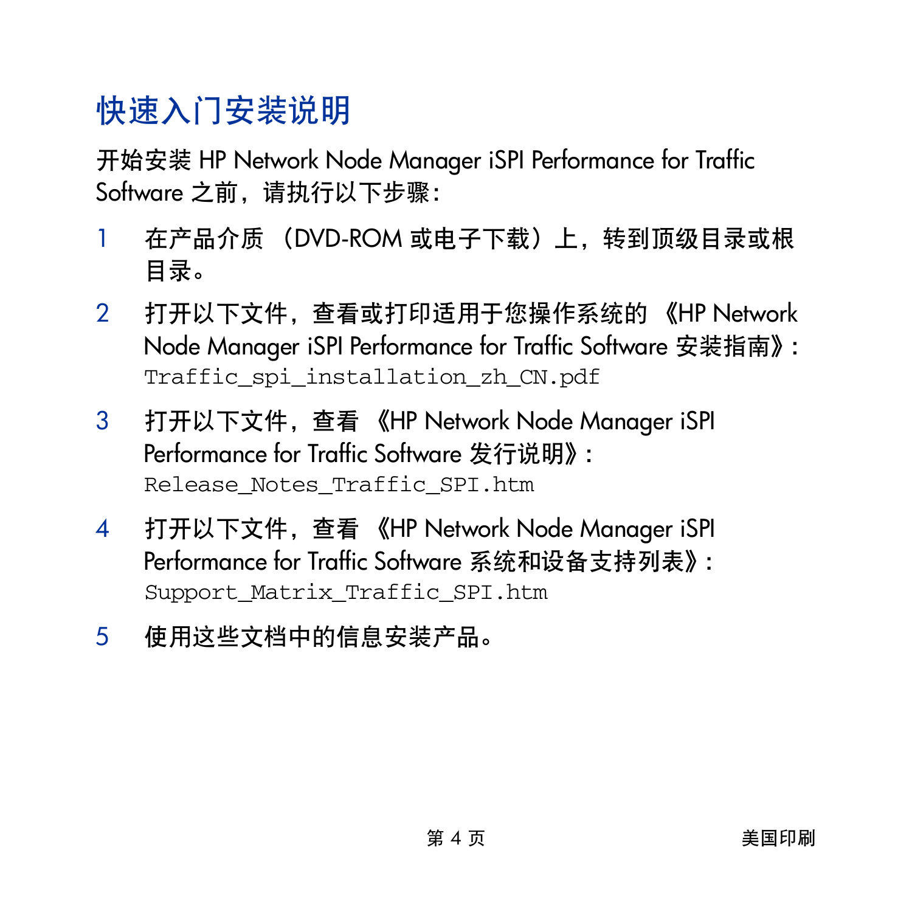# 快速入门安装说明

开始安装 HP Network Node Manager iSPI Performance for Traffic Software 之前，请执行以下步骤：

1. 在产品介质 （DVD-ROM 或电子下载）上，转到顶级目录或根目录。
2. 打开以下文件，查看或打印适用于您操作系统的 《HP Network Node Manager iSPI Performance for Traffic Software 安装指南》：
   `Traffic_spi_installation_zh_CN.pdf`
3. 打开以下文件，查看 《HP Network Node Manager iSPI Performance for Traffic Software 发行说明》：
   `Release_Notes_Traffic_SPI.htm`
4. 打开以下文件，查看 《HP Network Node Manager iSPI Performance for Traffic Software 系统和设备支持列表》：
   `Support_Matrix_Traffic_SPI.htm`
5. 使用这些文档中的信息安装产品。

美国印刷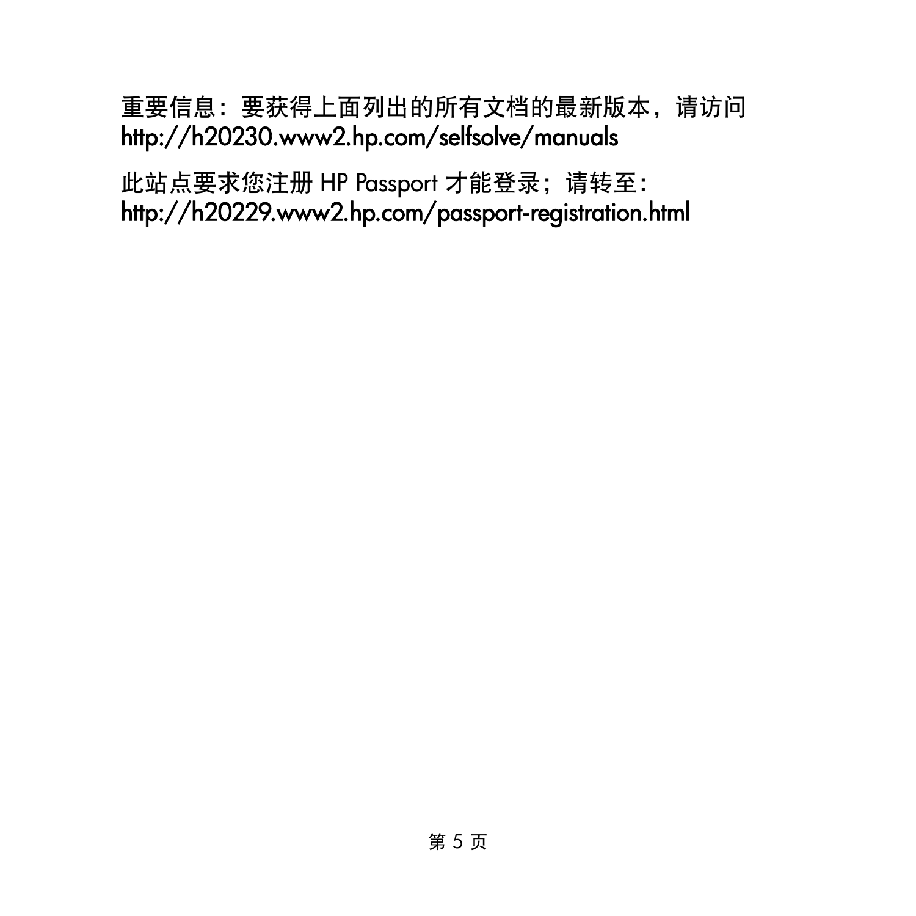重要信息：要获得上面列出的所有文档的最新版本，请访问
http://h20230.www2.hp.com/selfsolve/manuals

此站点要求您注册 HP Passport 才能登录；请转至：
http://h20229.www2.hp.com/passport-registration.html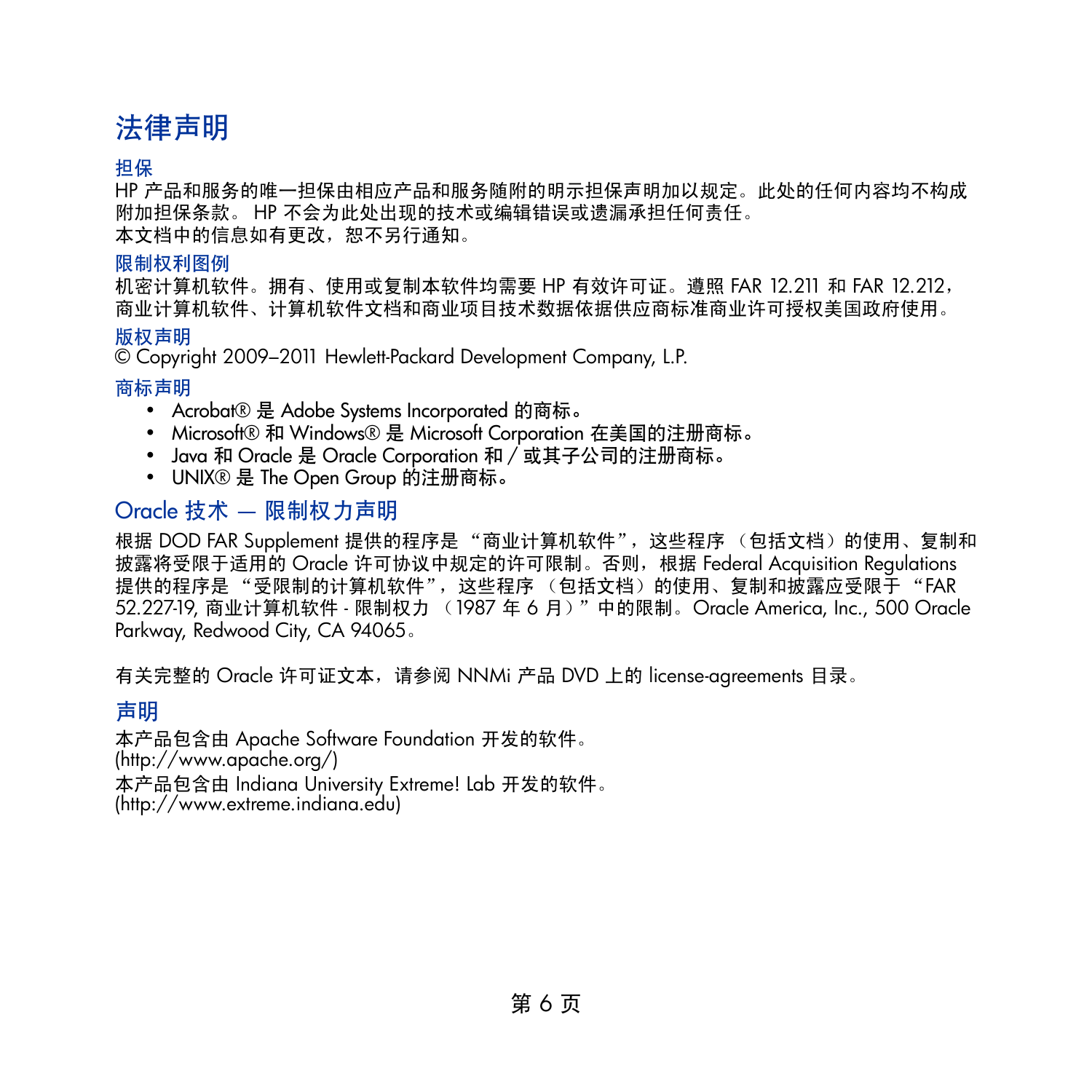# 法律声明

## 担保

HP 产品和服务的唯一担保由相应产品和服务随附的明示担保声明加以规定。此处的任何内容均不构成附加担保条款。 HP 不会为此处出现的技术或编辑错误或遗漏承担任何责任。
本文档中的信息如有更改，恕不另行通知。

## 限制权利图例

机密计算机软件。拥有、使用或复制本软件均需要 HP 有效许可证。遵照 FAR 12.211 和 FAR 12.212，商业计算机软件、计算机软件文档和商业项目技术数据依据供应商标准商业许可授权美国政府使用。

## 版权声明

© Copyright 2009–2011 Hewlett-Packard Development Company, L.P.

## 商标声明

- Acrobat® 是 Adobe Systems Incorporated 的商标。
- Microsoft® 和 Windows® 是 Microsoft Corporation 在美国的注册商标。
- Java 和 Oracle 是 Oracle Corporation 和 / 或其子公司的注册商标。
- UNIX® 是 The Open Group 的注册商标。

## Oracle 技术 — 限制权力声明

根据 DOD FAR Supplement 提供的程序是 “商业计算机软件”，这些程序 （包括文档）的使用、复制和披露将受限于适用的 Oracle 许可协议中规定的许可限制。否则，根据 Federal Acquisition Regulations 提供的程序是 “受限制的计算机软件”，这些程序 （包括文档）的使用、复制和披露应受限于 “FAR 52.227-19, 商业计算机软件 - 限制权力 （1987 年 6 月）” 中的限制。Oracle America, Inc., 500 Oracle Parkway, Redwood City, CA 94065。

有关完整的 Oracle 许可证文本，请参阅 NNMi 产品 DVD 上的 license-agreements 目录。

## 声明

本产品包含由 Apache Software Foundation 开发的软件。
(http://www.apache.org/)

本产品包含由 Indiana University Extreme! Lab 开发的软件。
(http://www.extreme.indiana.edu)